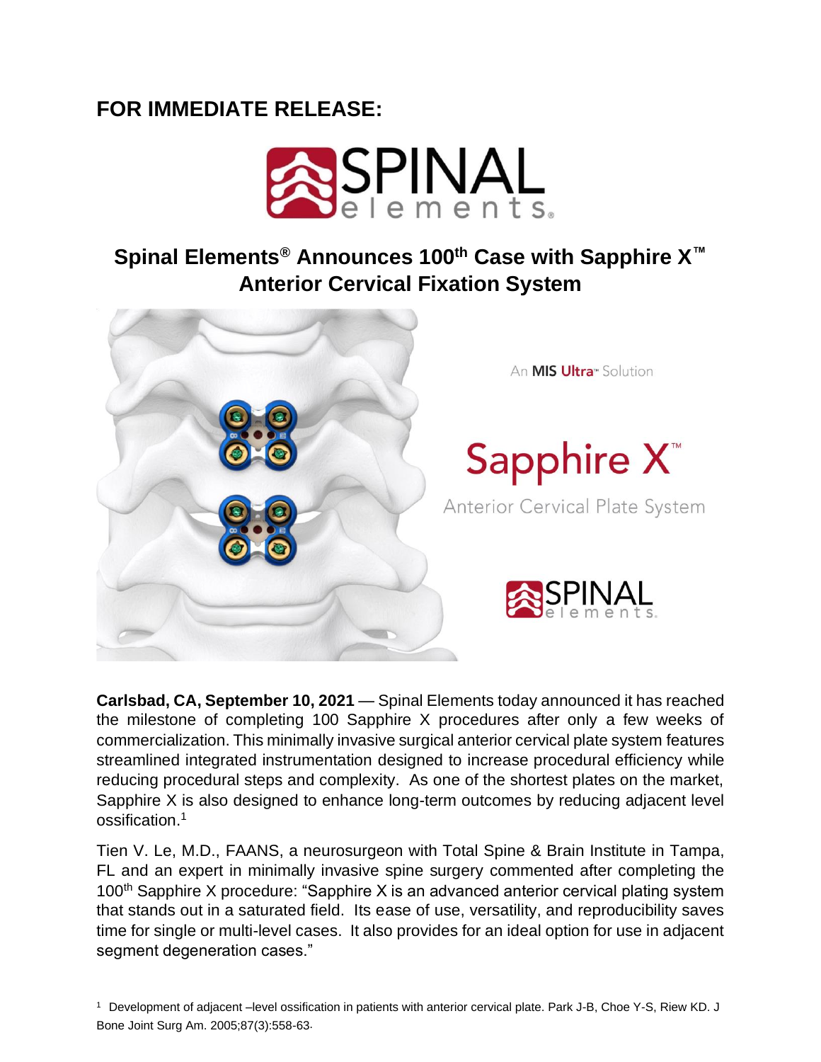**FOR IMMEDIATE RELEASE:**

# Spinal Elements® Announces 100th Case with Sapphire X™ Anterior Cervical Fixation System

**Carlsbad, CA, September 10, 2021** — Spinal Elements today announced it has reached the milestone of completing 100 Sapphire X procedures after only a few weeks of commercialization. This minimally invasive surgical anterior cervical plate system features streamlined integrated instrumentation designed to increase procedural efficiency while reducing procedural steps and complexity. As one of the shortest plates on the market, Sapphire X is also designed to enhance long-term outcomes by reducing adjacent level ossification.[1]

Tien V. Le, M.D., FAANS, a neurosurgeon with Total Spine & Brain Institute in Tampa, FL and an expert in minimally invasive spine surgery commented after completing the 100th Sapphire X procedure: "Sapphire X is an advanced anterior cervical plating system that stands out in a saturated field. Its ease of use, versatility, and reproducibility saves time for single or multi-level cases. It also provides for an ideal option for use in adjacent segment degeneration cases."

[1] Development of adjacent –level ossification in patients with anterior cervical plate. Park J-B, Choe Y-S, Riew KD. J Bone Joint Surg Am. 2005;87(3):558-63.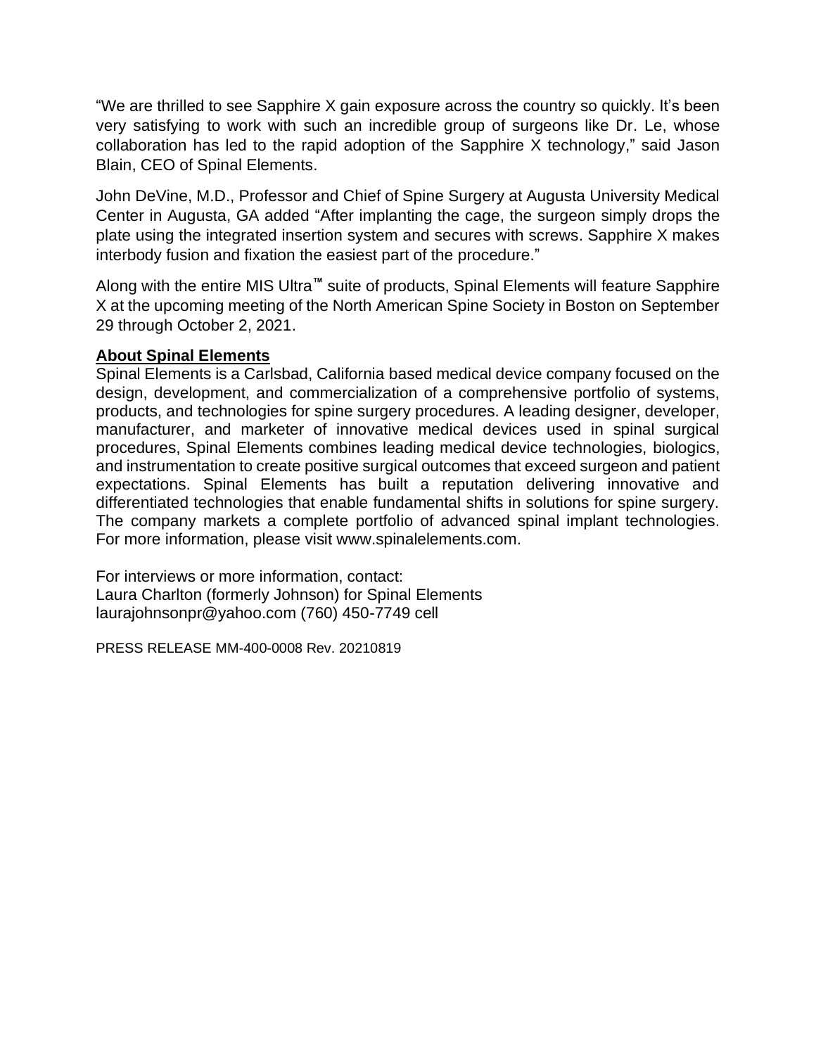"We are thrilled to see Sapphire X gain exposure across the country so quickly. It's been very satisfying to work with such an incredible group of surgeons like Dr. Le, whose collaboration has led to the rapid adoption of the Sapphire X technology," said Jason Blain, CEO of Spinal Elements.

John DeVine, M.D., Professor and Chief of Spine Surgery at Augusta University Medical Center in Augusta, GA added "After implanting the cage, the surgeon simply drops the plate using the integrated insertion system and secures with screws. Sapphire X makes interbody fusion and fixation the easiest part of the procedure."

Along with the entire MIS Ultra™ suite of products, Spinal Elements will feature Sapphire X at the upcoming meeting of the North American Spine Society in Boston on September 29 through October 2, 2021.

**About Spinal Elements**

Spinal Elements is a Carlsbad, California based medical device company focused on the design, development, and commercialization of a comprehensive portfolio of systems, products, and technologies for spine surgery procedures. A leading designer, developer, manufacturer, and marketer of innovative medical devices used in spinal surgical procedures, Spinal Elements combines leading medical device technologies, biologics, and instrumentation to create positive surgical outcomes that exceed surgeon and patient expectations. Spinal Elements has built a reputation delivering innovative and differentiated technologies that enable fundamental shifts in solutions for spine surgery. The company markets a complete portfolio of advanced spinal implant technologies. For more information, please visit www.spinalelements.com.

For interviews or more information, contact:
Laura Charlton (formerly Johnson) for Spinal Elements
laurajohnsonpr@yahoo.com (760) 450-7749 cell

PRESS RELEASE MM-400-0008 Rev. 20210819